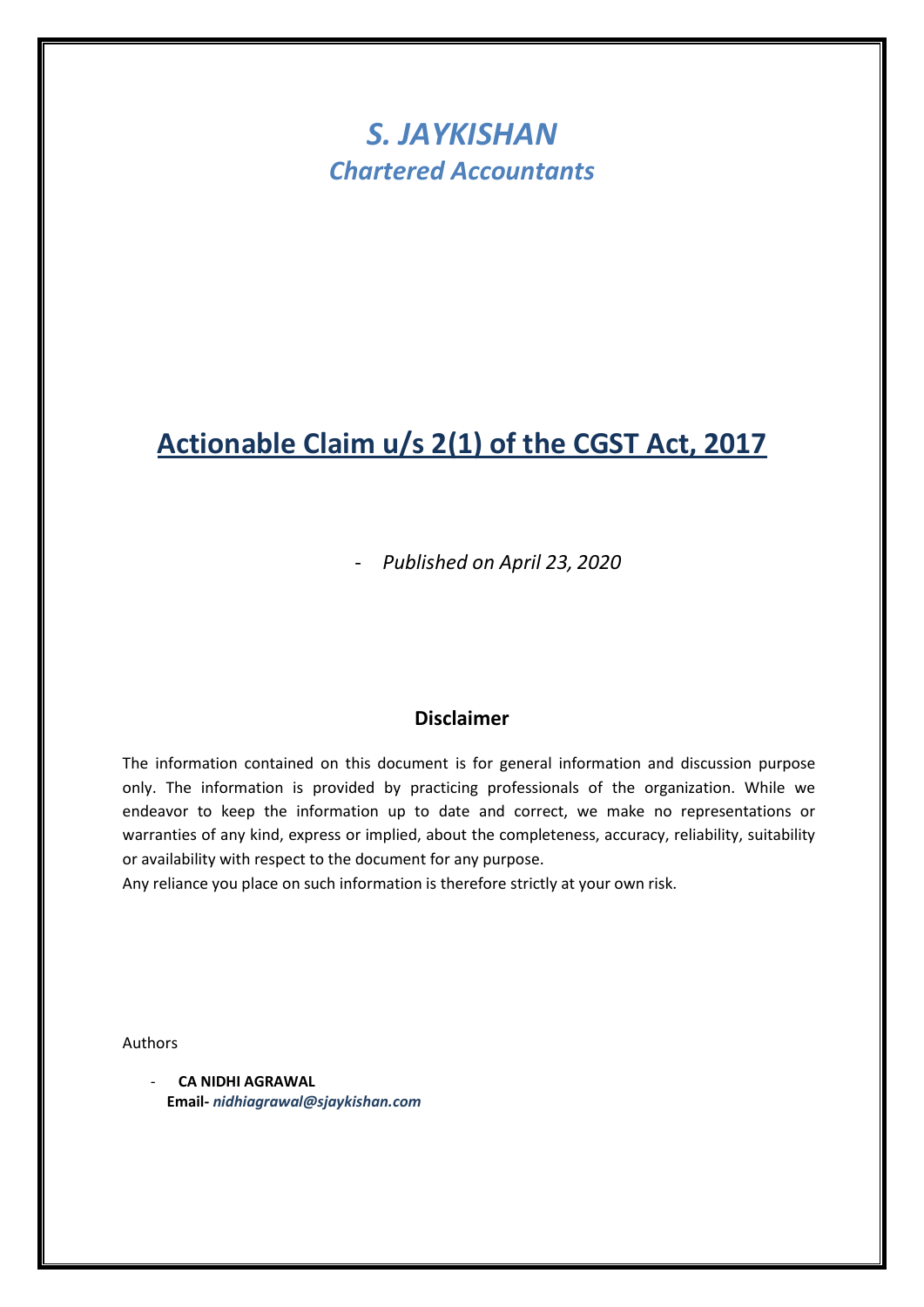# *S. JAYKISHAN*
## *Chartered Accountants*

# Actionable Claim u/s 2(1) of the CGST Act, 2017

- *Published on April 23, 2020*

### Disclaimer

The information contained on this document is for general information and discussion purpose only. The information is provided by practicing professionals of the organization. While we endeavor to keep the information up to date and correct, we make no representations or warranties of any kind, express or implied, about the completeness, accuracy, reliability, suitability or availability with respect to the document for any purpose.
Any reliance you place on such information is therefore strictly at your own risk.

Authors

- **CA NIDHI AGRAWAL**
  **Email-** ***nidhiagrawal@sjaykishan.com***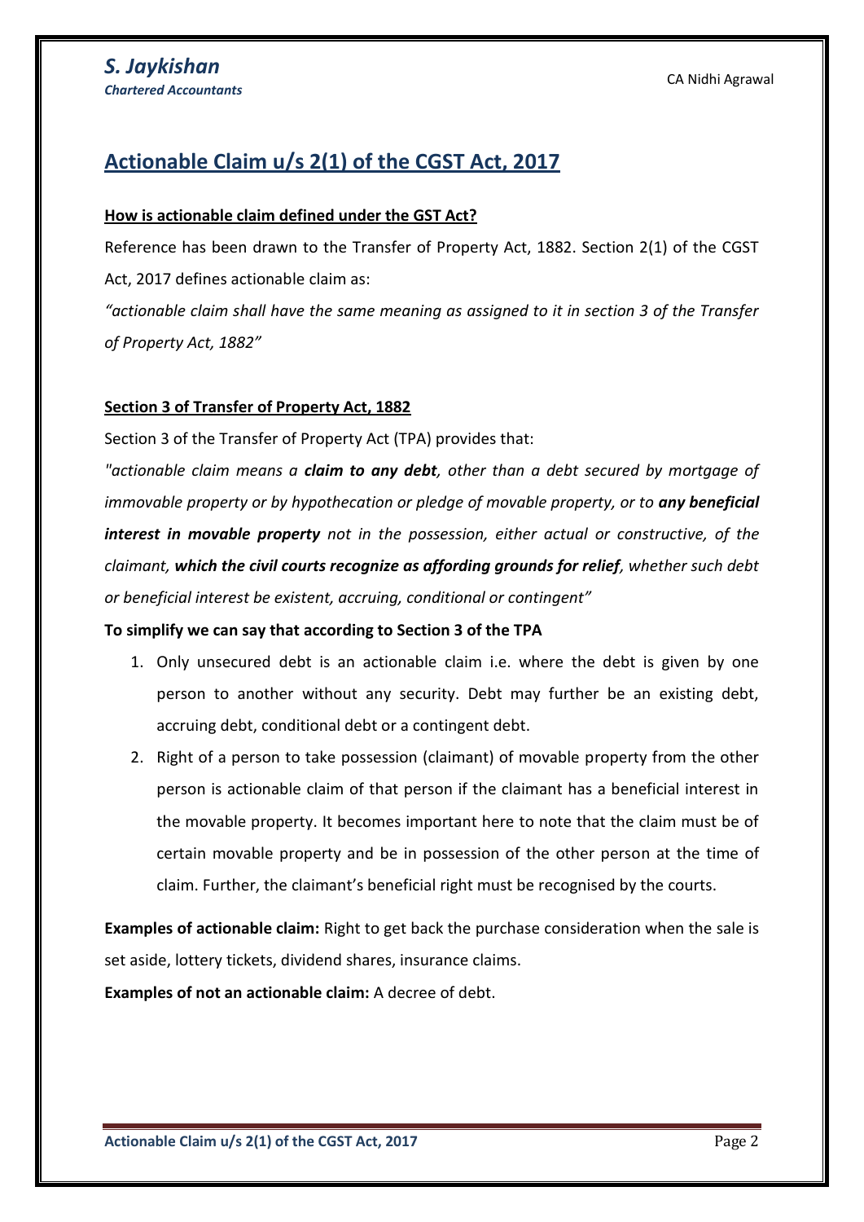# Actionable Claim u/s 2(1) of the CGST Act, 2017

**How is actionable claim defined under the GST Act?**

Reference has been drawn to the Transfer of Property Act, 1882. Section 2(1) of the CGST Act, 2017 defines actionable claim as:

*"actionable claim shall have the same meaning as assigned to it in section 3 of the Transfer of Property Act, 1882"*

**Section 3 of Transfer of Property Act, 1882**

Section 3 of the Transfer of Property Act (TPA) provides that:

*"actionable claim means a **claim to any debt**, other than a debt secured by mortgage of immovable property or by hypothecation or pledge of movable property, or to **any beneficial interest in movable property** not in the possession, either actual or constructive, of the claimant, **which the civil courts recognize as affording grounds for relief**, whether such debt or beneficial interest be existent, accruing, conditional or contingent"*

**To simplify we can say that according to Section 3 of the TPA**

1. Only unsecured debt is an actionable claim i.e. where the debt is given by one person to another without any security. Debt may further be an existing debt, accruing debt, conditional debt or a contingent debt.
2. Right of a person to take possession (claimant) of movable property from the other person is actionable claim of that person if the claimant has a beneficial interest in the movable property. It becomes important here to note that the claim must be of certain movable property and be in possession of the other person at the time of claim. Further, the claimant's beneficial right must be recognised by the courts.

**Examples of actionable claim:** Right to get back the purchase consideration when the sale is set aside, lottery tickets, dividend shares, insurance claims.

**Examples of not an actionable claim:** A decree of debt.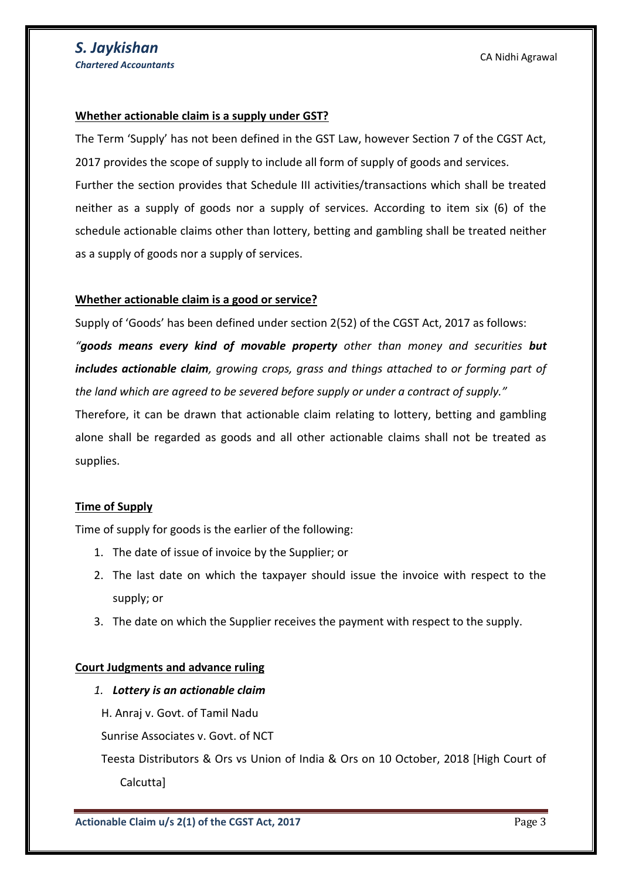### Whether actionable claim is a supply under GST?

The Term 'Supply' has not been defined in the GST Law, however Section 7 of the CGST Act, 2017 provides the scope of supply to include all form of supply of goods and services. Further the section provides that Schedule III activities/transactions which shall be treated neither as a supply of goods nor a supply of services. According to item six (6) of the schedule actionable claims other than lottery, betting and gambling shall be treated neither as a supply of goods nor a supply of services.

### Whether actionable claim is a good or service?

Supply of 'Goods' has been defined under section 2(52) of the CGST Act, 2017 as follows:

*"**goods means every kind of movable property** other than money and securities **but includes actionable claim**, growing crops, grass and things attached to or forming part of the land which are agreed to be severed before supply or under a contract of supply."*

Therefore, it can be drawn that actionable claim relating to lottery, betting and gambling alone shall be regarded as goods and all other actionable claims shall not be treated as supplies.

### Time of Supply

Time of supply for goods is the earlier of the following:

1. The date of issue of invoice by the Supplier; or
2. The last date on which the taxpayer should issue the invoice with respect to the supply; or
3. The date on which the Supplier receives the payment with respect to the supply.

### Court Judgments and advance ruling

1. ***Lottery is an actionable claim***

   H. Anraj v. Govt. of Tamil Nadu

   Sunrise Associates v. Govt. of NCT

   Teesta Distributors & Ors vs Union of India & Ors on 10 October, 2018 [High Court of Calcutta]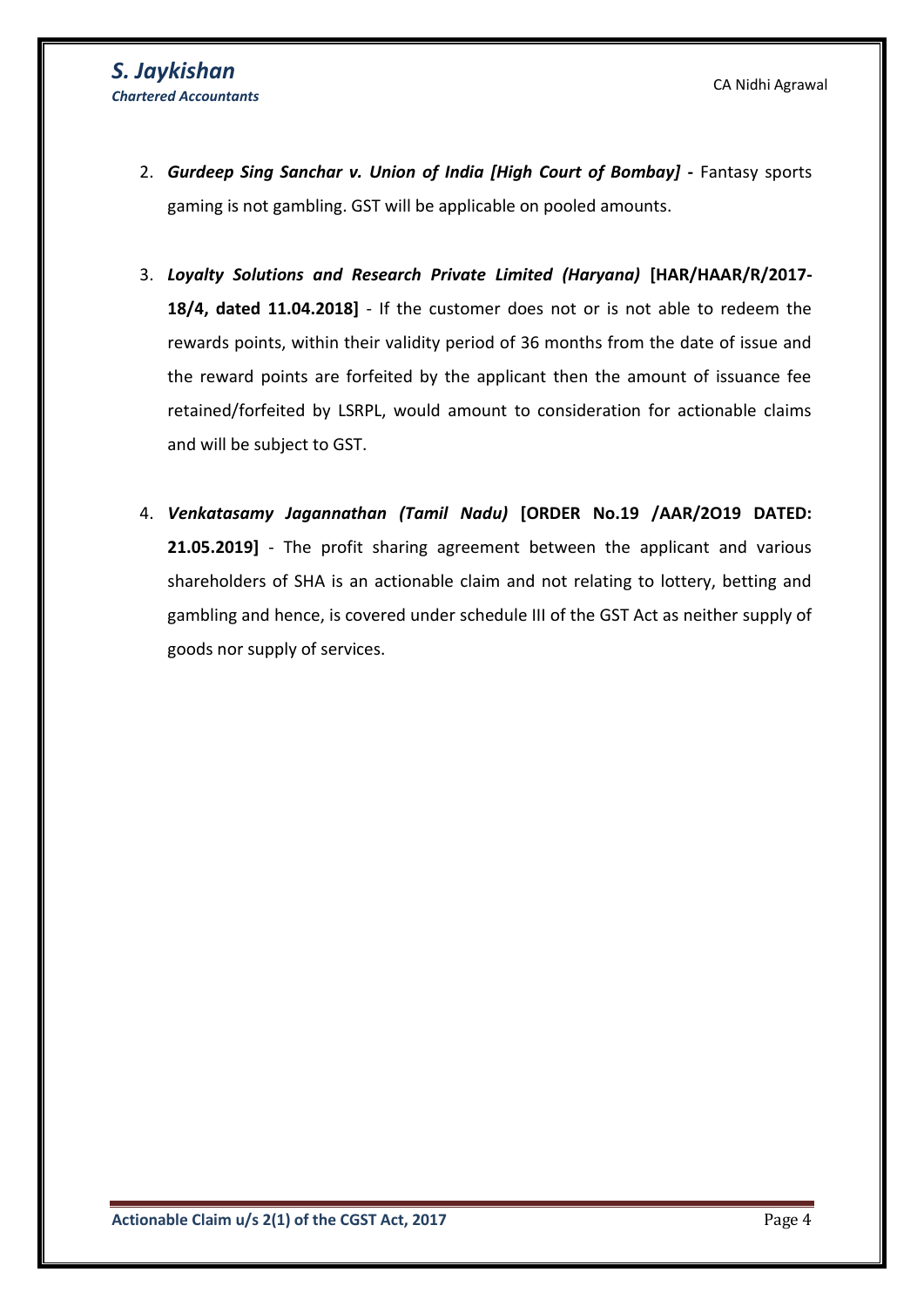2. ***Gurdeep Sing Sanchar v. Union of India [High Court of Bombay] -*** Fantasy sports gaming is not gambling. GST will be applicable on pooled amounts.

3. ***Loyalty Solutions and Research Private Limited (Haryana)*** **[HAR/HAAR/R/2017-18/4, dated 11.04.2018]** - If the customer does not or is not able to redeem the rewards points, within their validity period of 36 months from the date of issue and the reward points are forfeited by the applicant then the amount of issuance fee retained/forfeited by LSRPL, would amount to consideration for actionable claims and will be subject to GST.

4. ***Venkatasamy Jagannathan (Tamil Nadu)*** **[ORDER No.19 /AAR/2O19 DATED: 21.05.2019]** - The profit sharing agreement between the applicant and various shareholders of SHA is an actionable claim and not relating to lottery, betting and gambling and hence, is covered under schedule III of the GST Act as neither supply of goods nor supply of services.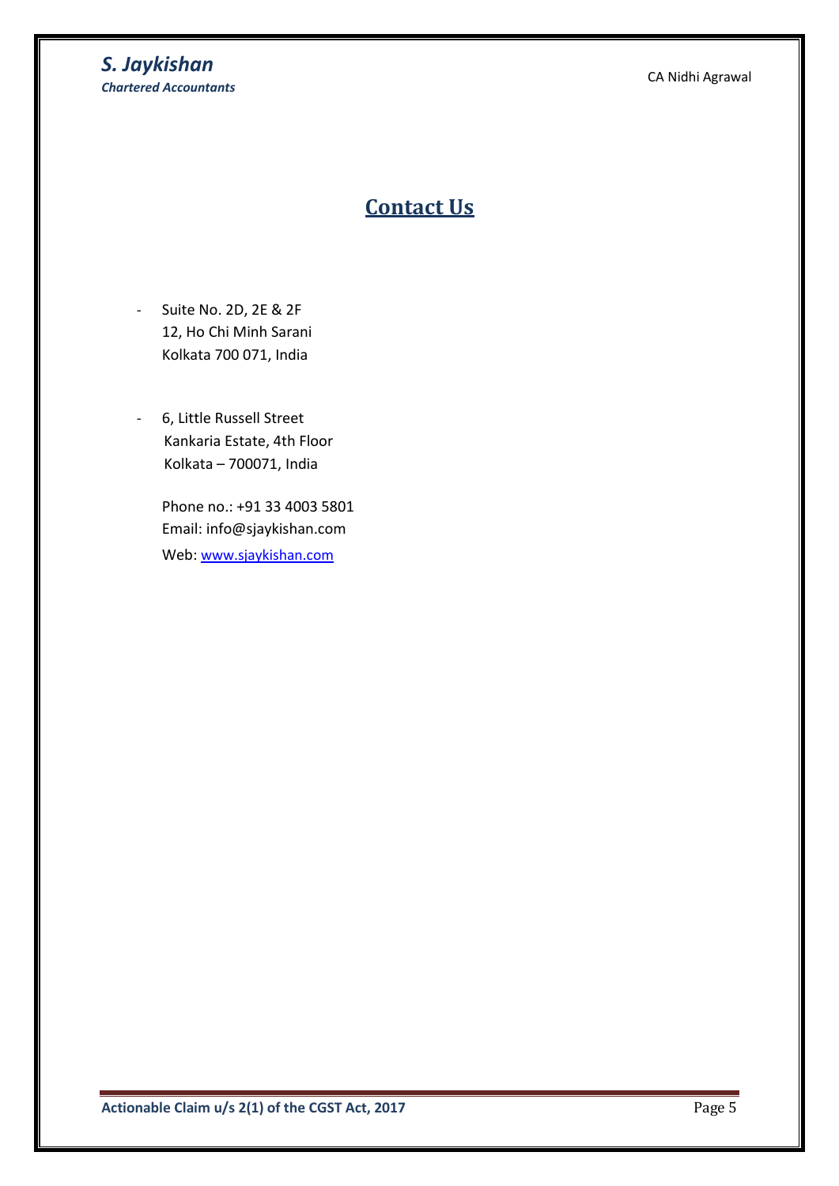# Contact Us

- Suite No. 2D, 2E & 2F
  12, Ho Chi Minh Sarani
  Kolkata 700 071, India

- 6, Little Russell Street
  Kankaria Estate, 4th Floor
  Kolkata – 700071, India

  Phone no.: +91 33 4003 5801
  Email: info@sjaykishan.com
  Web: www.sjaykishan.com